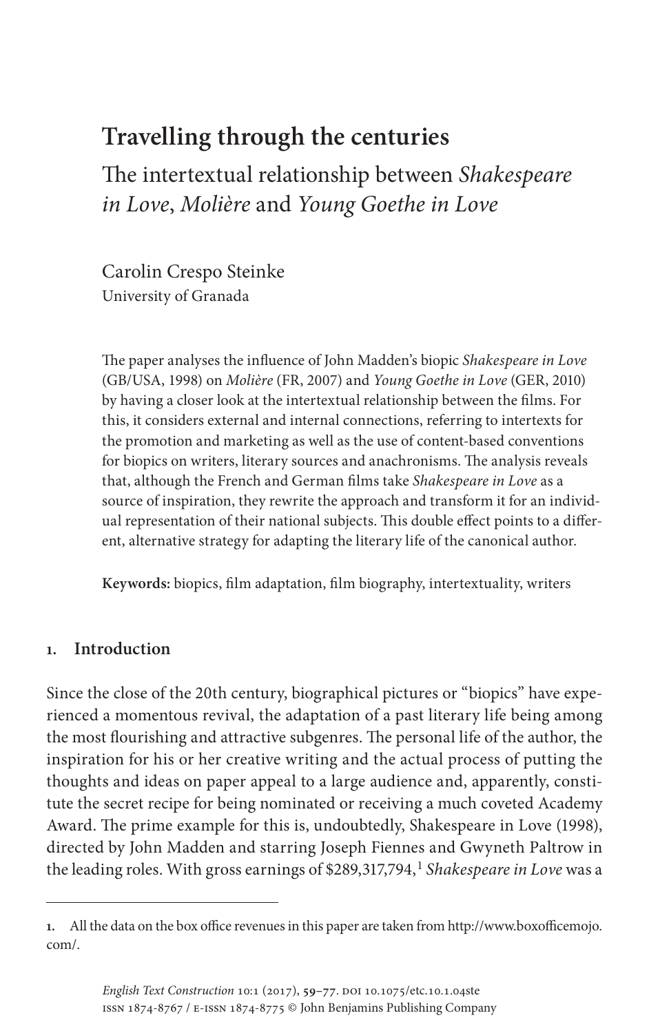# Travelling through the centuries

## The intertextual relationship between *Shakespeare in Love*, *Molière* and *Young Goethe in Love*

Carolin Crespo Steinke
University of Granada

The paper analyses the influence of John Madden's biopic *Shakespeare in Love* (GB/USA, 1998) on *Molière* (FR, 2007) and *Young Goethe in Love* (GER, 2010) by having a closer look at the intertextual relationship between the films. For this, it considers external and internal connections, referring to intertexts for the promotion and marketing as well as the use of content-based conventions for biopics on writers, literary sources and anachronisms. The analysis reveals that, although the French and German films take *Shakespeare in Love* as a source of inspiration, they rewrite the approach and transform it for an individual representation of their national subjects. This double effect points to a different, alternative strategy for adapting the literary life of the canonical author.

**Keywords:** biopics, film adaptation, film biography, intertextuality, writers

## 1. Introduction

Since the close of the 20th century, biographical pictures or "biopics" have experienced a momentous revival, the adaptation of a past literary life being among the most flourishing and attractive subgenres. The personal life of the author, the inspiration for his or her creative writing and the actual process of putting the thoughts and ideas on paper appeal to a large audience and, apparently, constitute the secret recipe for being nominated or receiving a much coveted Academy Award. The prime example for this is, undoubtedly, Shakespeare in Love (1998), directed by John Madden and starring Joseph Fiennes and Gwyneth Paltrow in the leading roles. With gross earnings of $289,317,794,[1] *Shakespeare in Love* was a

---

1. All the data on the box office revenues in this paper are taken from http://www.boxofficemojo.com/.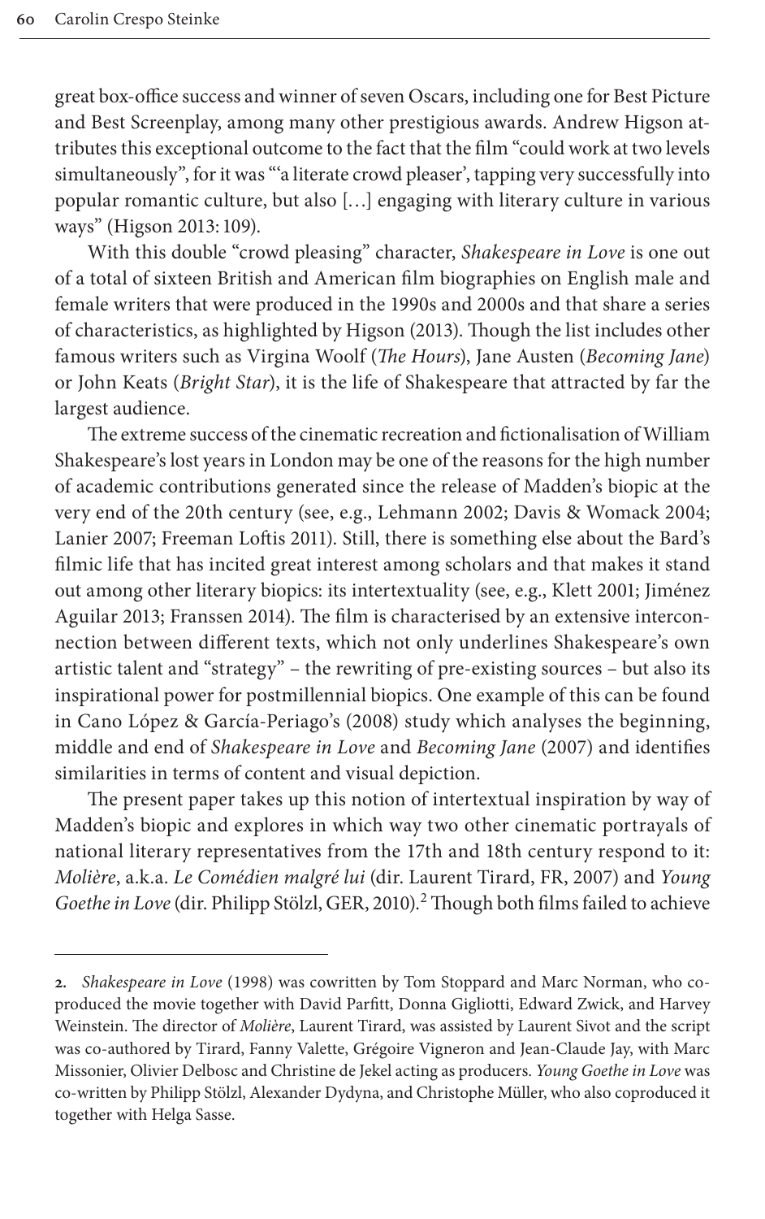great box-office success and winner of seven Oscars, including one for Best Picture and Best Screenplay, among many other prestigious awards. Andrew Higson attributes this exceptional outcome to the fact that the film "could work at two levels simultaneously", for it was "'a literate crowd pleaser', tapping very successfully into popular romantic culture, but also […] engaging with literary culture in various ways" (Higson 2013: 109).

With this double "crowd pleasing" character, *Shakespeare in Love* is one out of a total of sixteen British and American film biographies on English male and female writers that were produced in the 1990s and 2000s and that share a series of characteristics, as highlighted by Higson (2013). Though the list includes other famous writers such as Virgina Woolf (*The Hours*), Jane Austen (*Becoming Jane*) or John Keats (*Bright Star*), it is the life of Shakespeare that attracted by far the largest audience.

The extreme success of the cinematic recreation and fictionalisation of William Shakespeare's lost years in London may be one of the reasons for the high number of academic contributions generated since the release of Madden's biopic at the very end of the 20th century (see, e.g., Lehmann 2002; Davis & Womack 2004; Lanier 2007; Freeman Loftis 2011). Still, there is something else about the Bard's filmic life that has incited great interest among scholars and that makes it stand out among other literary biopics: its intertextuality (see, e.g., Klett 2001; Jiménez Aguilar 2013; Franssen 2014). The film is characterised by an extensive interconnection between different texts, which not only underlines Shakespeare's own artistic talent and "strategy" – the rewriting of pre-existing sources – but also its inspirational power for postmillennial biopics. One example of this can be found in Cano López & García-Periago's (2008) study which analyses the beginning, middle and end of *Shakespeare in Love* and *Becoming Jane* (2007) and identifies similarities in terms of content and visual depiction.

The present paper takes up this notion of intertextual inspiration by way of Madden's biopic and explores in which way two other cinematic portrayals of national literary representatives from the 17th and 18th century respond to it: *Molière*, a.k.a. *Le Comédien malgré lui* (dir. Laurent Tirard, FR, 2007) and *Young Goethe in Love* (dir. Philipp Stölzl, GER, 2010).[2] Though both films failed to achieve

---

**2.** *Shakespeare in Love* (1998) was cowritten by Tom Stoppard and Marc Norman, who coproduced the movie together with David Parfitt, Donna Gigliotti, Edward Zwick, and Harvey Weinstein. The director of *Molière*, Laurent Tirard, was assisted by Laurent Sivot and the script was co-authored by Tirard, Fanny Valette, Grégoire Vigneron and Jean-Claude Jay, with Marc Missonier, Olivier Delbosc and Christine de Jekel acting as producers. *Young Goethe in Love* was co-written by Philipp Stölzl, Alexander Dydyna, and Christophe Müller, who also coproduced it together with Helga Sasse.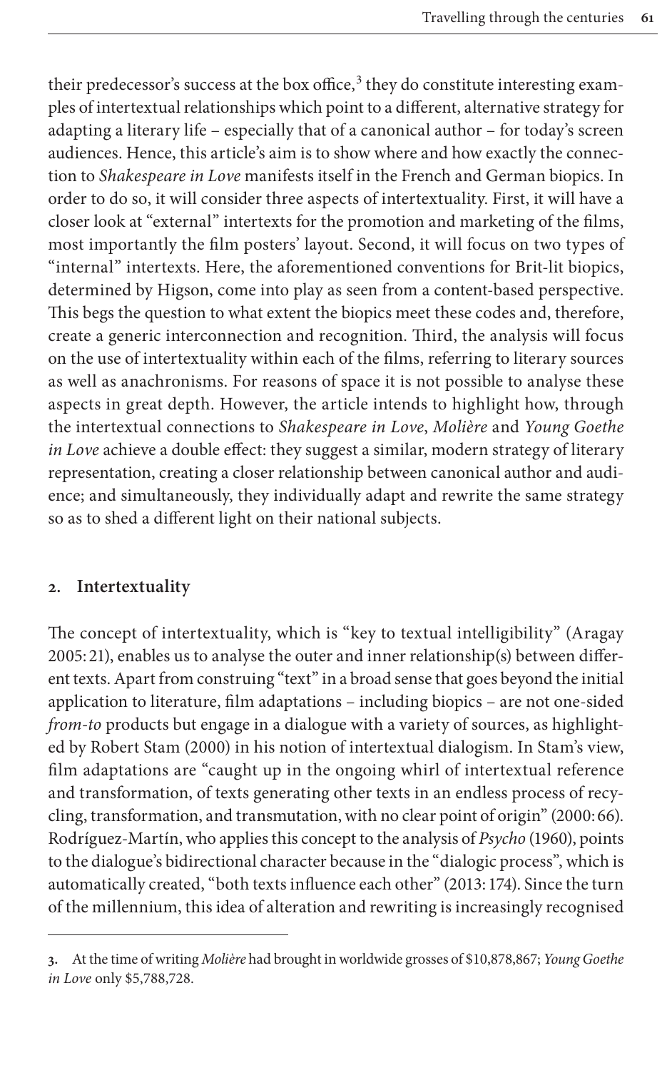their predecessor's success at the box office,[3] they do constitute interesting examples of intertextual relationships which point to a different, alternative strategy for adapting a literary life – especially that of a canonical author – for today's screen audiences. Hence, this article's aim is to show where and how exactly the connection to *Shakespeare in Love* manifests itself in the French and German biopics. In order to do so, it will consider three aspects of intertextuality. First, it will have a closer look at "external" intertexts for the promotion and marketing of the films, most importantly the film posters' layout. Second, it will focus on two types of "internal" intertexts. Here, the aforementioned conventions for Brit-lit biopics, determined by Higson, come into play as seen from a content-based perspective. This begs the question to what extent the biopics meet these codes and, therefore, create a generic interconnection and recognition. Third, the analysis will focus on the use of intertextuality within each of the films, referring to literary sources as well as anachronisms. For reasons of space it is not possible to analyse these aspects in great depth. However, the article intends to highlight how, through the intertextual connections to *Shakespeare in Love*, *Molière* and *Young Goethe in Love* achieve a double effect: they suggest a similar, modern strategy of literary representation, creating a closer relationship between canonical author and audience; and simultaneously, they individually adapt and rewrite the same strategy so as to shed a different light on their national subjects.

## 2. Intertextuality

The concept of intertextuality, which is "key to textual intelligibility" (Aragay 2005: 21), enables us to analyse the outer and inner relationship(s) between different texts. Apart from construing "text" in a broad sense that goes beyond the initial application to literature, film adaptations – including biopics – are not one-sided *from-to* products but engage in a dialogue with a variety of sources, as highlighted by Robert Stam (2000) in his notion of intertextual dialogism. In Stam's view, film adaptations are "caught up in the ongoing whirl of intertextual reference and transformation, of texts generating other texts in an endless process of recycling, transformation, and transmutation, with no clear point of origin" (2000: 66). Rodríguez-Martín, who applies this concept to the analysis of *Psycho* (1960), points to the dialogue's bidirectional character because in the "dialogic process", which is automatically created, "both texts influence each other" (2013: 174). Since the turn of the millennium, this idea of alteration and rewriting is increasingly recognised

3. At the time of writing *Molière* had brought in worldwide grosses of $10,878,867; *Young Goethe in Love* only $5,788,728.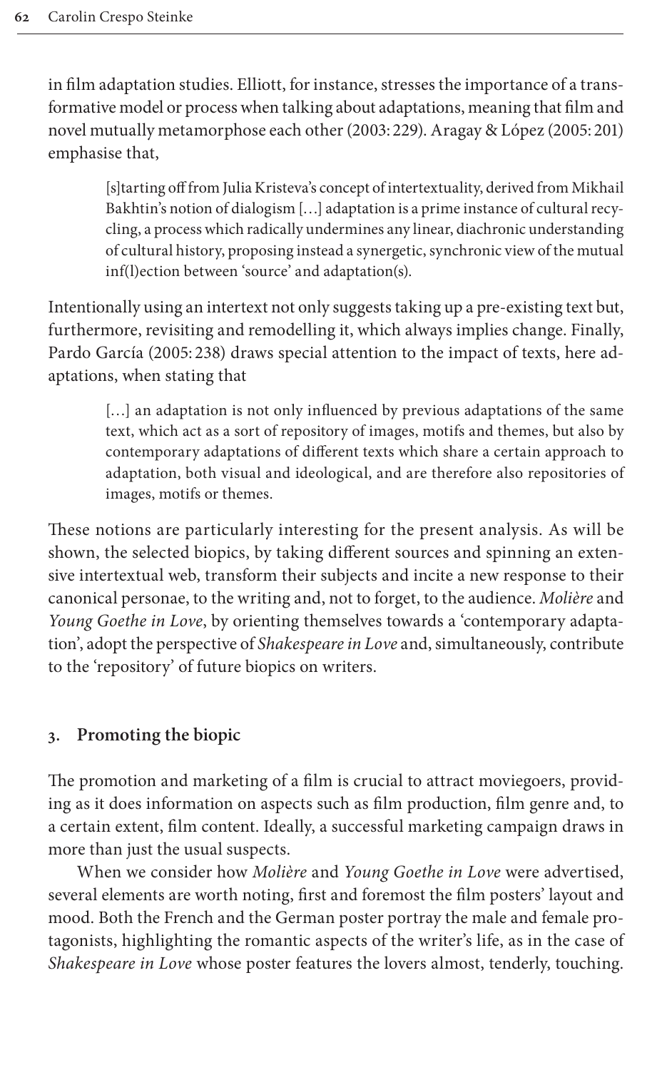in film adaptation studies. Elliott, for instance, stresses the importance of a transformative model or process when talking about adaptations, meaning that film and novel mutually metamorphose each other (2003: 229). Aragay & López (2005: 201) emphasise that,

> [s]tarting off from Julia Kristeva's concept of intertextuality, derived from Mikhail Bakhtin's notion of dialogism […] adaptation is a prime instance of cultural recycling, a process which radically undermines any linear, diachronic understanding of cultural history, proposing instead a synergetic, synchronic view of the mutual inf(l)ection between 'source' and adaptation(s).

Intentionally using an intertext not only suggests taking up a pre-existing text but, furthermore, revisiting and remodelling it, which always implies change. Finally, Pardo García (2005: 238) draws special attention to the impact of texts, here adaptations, when stating that

> […] an adaptation is not only influenced by previous adaptations of the same text, which act as a sort of repository of images, motifs and themes, but also by contemporary adaptations of different texts which share a certain approach to adaptation, both visual and ideological, and are therefore also repositories of images, motifs or themes.

These notions are particularly interesting for the present analysis. As will be shown, the selected biopics, by taking different sources and spinning an extensive intertextual web, transform their subjects and incite a new response to their canonical personae, to the writing and, not to forget, to the audience. *Molière* and *Young Goethe in Love*, by orienting themselves towards a 'contemporary adaptation', adopt the perspective of *Shakespeare in Love* and, simultaneously, contribute to the 'repository' of future biopics on writers.

## 3. Promoting the biopic

The promotion and marketing of a film is crucial to attract moviegoers, providing as it does information on aspects such as film production, film genre and, to a certain extent, film content. Ideally, a successful marketing campaign draws in more than just the usual suspects.

When we consider how *Molière* and *Young Goethe in Love* were advertised, several elements are worth noting, first and foremost the film posters' layout and mood. Both the French and the German poster portray the male and female protagonists, highlighting the romantic aspects of the writer's life, as in the case of *Shakespeare in Love* whose poster features the lovers almost, tenderly, touching.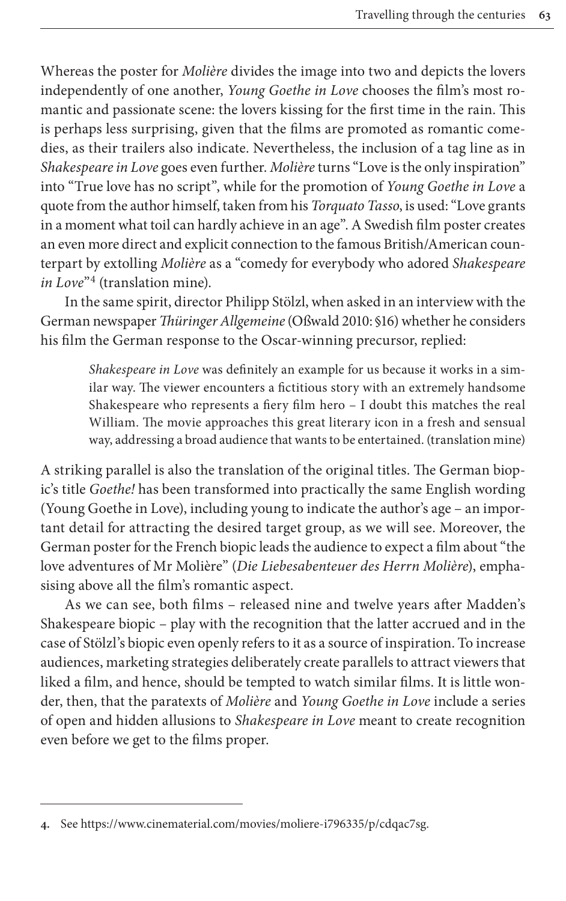Whereas the poster for *Molière* divides the image into two and depicts the lovers independently of one another, *Young Goethe in Love* chooses the film's most romantic and passionate scene: the lovers kissing for the first time in the rain. This is perhaps less surprising, given that the films are promoted as romantic comedies, as their trailers also indicate. Nevertheless, the inclusion of a tag line as in *Shakespeare in Love* goes even further. *Molière* turns "Love is the only inspiration" into "True love has no script", while for the promotion of *Young Goethe in Love* a quote from the author himself, taken from his *Torquato Tasso*, is used: "Love grants in a moment what toil can hardly achieve in an age". A Swedish film poster creates an even more direct and explicit connection to the famous British/American counterpart by extolling *Molière* as a "comedy for everybody who adored *Shakespeare in Love*"[4] (translation mine).

In the same spirit, director Philipp Stölzl, when asked in an interview with the German newspaper *Thüringer Allgemeine* (Oßwald 2010: §16) whether he considers his film the German response to the Oscar-winning precursor, replied:

> *Shakespeare in Love* was definitely an example for us because it works in a similar way. The viewer encounters a fictitious story with an extremely handsome Shakespeare who represents a fiery film hero – I doubt this matches the real William. The movie approaches this great literary icon in a fresh and sensual way, addressing a broad audience that wants to be entertained. (translation mine)

A striking parallel is also the translation of the original titles. The German biopic's title *Goethe!* has been transformed into practically the same English wording (Young Goethe in Love), including young to indicate the author's age – an important detail for attracting the desired target group, as we will see. Moreover, the German poster for the French biopic leads the audience to expect a film about "the love adventures of Mr Molière" (*Die Liebesabenteuer des Herrn Molière*), emphasising above all the film's romantic aspect.

As we can see, both films – released nine and twelve years after Madden's Shakespeare biopic – play with the recognition that the latter accrued and in the case of Stölzl's biopic even openly refers to it as a source of inspiration. To increase audiences, marketing strategies deliberately create parallels to attract viewers that liked a film, and hence, should be tempted to watch similar films. It is little wonder, then, that the paratexts of *Molière* and *Young Goethe in Love* include a series of open and hidden allusions to *Shakespeare in Love* meant to create recognition even before we get to the films proper.

---

4. See https://www.cinematerial.com/movies/moliere-i796335/p/cdqac7sg.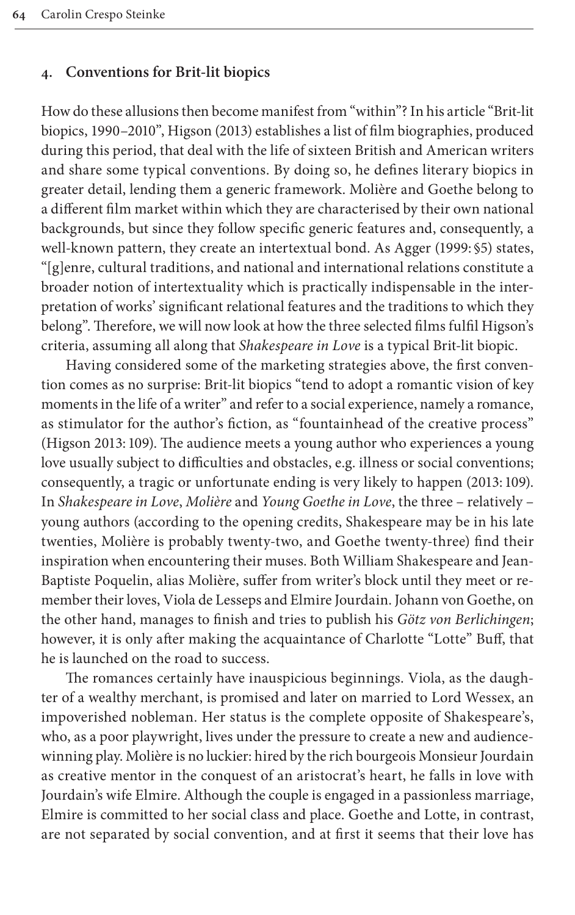## 4. Conventions for Brit-lit biopics

How do these allusions then become manifest from "within"? In his article "Brit-lit biopics, 1990–2010", Higson (2013) establishes a list of film biographies, produced during this period, that deal with the life of sixteen British and American writers and share some typical conventions. By doing so, he defines literary biopics in greater detail, lending them a generic framework. Molière and Goethe belong to a different film market within which they are characterised by their own national backgrounds, but since they follow specific generic features and, consequently, a well-known pattern, they create an intertextual bond. As Agger (1999: §5) states, "[g]enre, cultural traditions, and national and international relations constitute a broader notion of intertextuality which is practically indispensable in the interpretation of works' significant relational features and the traditions to which they belong". Therefore, we will now look at how the three selected films fulfil Higson's criteria, assuming all along that *Shakespeare in Love* is a typical Brit-lit biopic.

Having considered some of the marketing strategies above, the first convention comes as no surprise: Brit-lit biopics "tend to adopt a romantic vision of key moments in the life of a writer" and refer to a social experience, namely a romance, as stimulator for the author's fiction, as "fountainhead of the creative process" (Higson 2013: 109). The audience meets a young author who experiences a young love usually subject to difficulties and obstacles, e.g. illness or social conventions; consequently, a tragic or unfortunate ending is very likely to happen (2013: 109). In *Shakespeare in Love*, *Molière* and *Young Goethe in Love*, the three – relatively – young authors (according to the opening credits, Shakespeare may be in his late twenties, Molière is probably twenty-two, and Goethe twenty-three) find their inspiration when encountering their muses. Both William Shakespeare and Jean-Baptiste Poquelin, alias Molière, suffer from writer's block until they meet or remember their loves, Viola de Lesseps and Elmire Jourdain. Johann von Goethe, on the other hand, manages to finish and tries to publish his *Götz von Berlichingen*; however, it is only after making the acquaintance of Charlotte "Lotte" Buff, that he is launched on the road to success.

The romances certainly have inauspicious beginnings. Viola, as the daughter of a wealthy merchant, is promised and later on married to Lord Wessex, an impoverished nobleman. Her status is the complete opposite of Shakespeare's, who, as a poor playwright, lives under the pressure to create a new and audience-winning play. Molière is no luckier: hired by the rich bourgeois Monsieur Jourdain as creative mentor in the conquest of an aristocrat's heart, he falls in love with Jourdain's wife Elmire. Although the couple is engaged in a passionless marriage, Elmire is committed to her social class and place. Goethe and Lotte, in contrast, are not separated by social convention, and at first it seems that their love has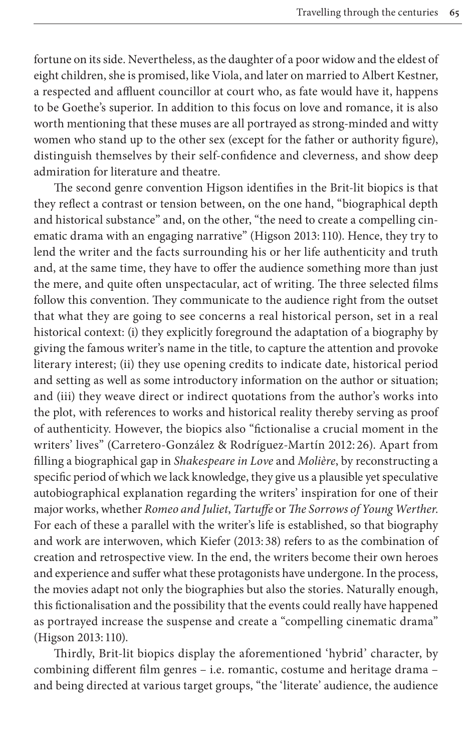fortune on its side. Nevertheless, as the daughter of a poor widow and the eldest of eight children, she is promised, like Viola, and later on married to Albert Kestner, a respected and affluent councillor at court who, as fate would have it, happens to be Goethe's superior. In addition to this focus on love and romance, it is also worth mentioning that these muses are all portrayed as strong-minded and witty women who stand up to the other sex (except for the father or authority figure), distinguish themselves by their self-confidence and cleverness, and show deep admiration for literature and theatre.

The second genre convention Higson identifies in the Brit-lit biopics is that they reflect a contrast or tension between, on the one hand, "biographical depth and historical substance" and, on the other, "the need to create a compelling cinematic drama with an engaging narrative" (Higson 2013: 110). Hence, they try to lend the writer and the facts surrounding his or her life authenticity and truth and, at the same time, they have to offer the audience something more than just the mere, and quite often unspectacular, act of writing. The three selected films follow this convention. They communicate to the audience right from the outset that what they are going to see concerns a real historical person, set in a real historical context: (i) they explicitly foreground the adaptation of a biography by giving the famous writer's name in the title, to capture the attention and provoke literary interest; (ii) they use opening credits to indicate date, historical period and setting as well as some introductory information on the author or situation; and (iii) they weave direct or indirect quotations from the author's works into the plot, with references to works and historical reality thereby serving as proof of authenticity. However, the biopics also "fictionalise a crucial moment in the writers' lives" (Carretero-González & Rodríguez-Martín 2012: 26). Apart from filling a biographical gap in *Shakespeare in Love* and *Molière*, by reconstructing a specific period of which we lack knowledge, they give us a plausible yet speculative autobiographical explanation regarding the writers' inspiration for one of their major works, whether *Romeo and Juliet*, *Tartuffe* or *The Sorrows of Young Werther*. For each of these a parallel with the writer's life is established, so that biography and work are interwoven, which Kiefer (2013: 38) refers to as the combination of creation and retrospective view. In the end, the writers become their own heroes and experience and suffer what these protagonists have undergone. In the process, the movies adapt not only the biographies but also the stories. Naturally enough, this fictionalisation and the possibility that the events could really have happened as portrayed increase the suspense and create a "compelling cinematic drama" (Higson 2013: 110).

Thirdly, Brit-lit biopics display the aforementioned 'hybrid' character, by combining different film genres – i.e. romantic, costume and heritage drama – and being directed at various target groups, "the 'literate' audience, the audience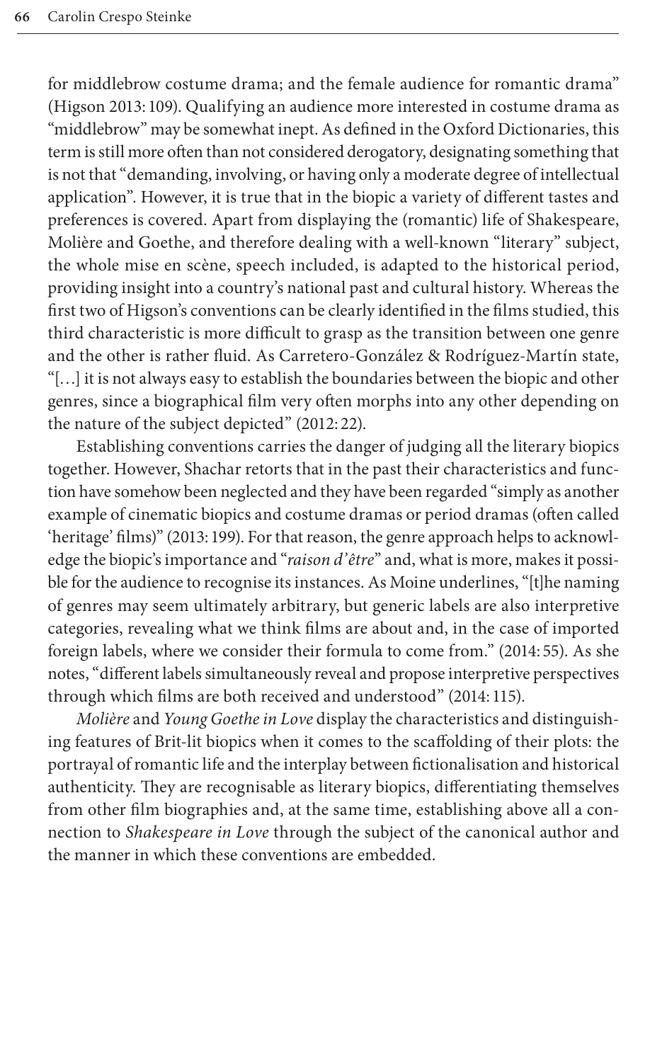for middlebrow costume drama; and the female audience for romantic drama" (Higson 2013: 109). Qualifying an audience more interested in costume drama as "middlebrow" may be somewhat inept. As defined in the Oxford Dictionaries, this term is still more often than not considered derogatory, designating something that is not that "demanding, involving, or having only a moderate degree of intellectual application". However, it is true that in the biopic a variety of different tastes and preferences is covered. Apart from displaying the (romantic) life of Shakespeare, Molière and Goethe, and therefore dealing with a well-known "literary" subject, the whole mise en scène, speech included, is adapted to the historical period, providing insight into a country's national past and cultural history. Whereas the first two of Higson's conventions can be clearly identified in the films studied, this third characteristic is more difficult to grasp as the transition between one genre and the other is rather fluid. As Carretero-González & Rodríguez-Martín state, "[…] it is not always easy to establish the boundaries between the biopic and other genres, since a biographical film very often morphs into any other depending on the nature of the subject depicted" (2012: 22).

Establishing conventions carries the danger of judging all the literary biopics together. However, Shachar retorts that in the past their characteristics and function have somehow been neglected and they have been regarded "simply as another example of cinematic biopics and costume dramas or period dramas (often called 'heritage' films)" (2013: 199). For that reason, the genre approach helps to acknowledge the biopic's importance and "*raison d'être*" and, what is more, makes it possible for the audience to recognise its instances. As Moine underlines, "[t]he naming of genres may seem ultimately arbitrary, but generic labels are also interpretive categories, revealing what we think films are about and, in the case of imported foreign labels, where we consider their formula to come from." (2014: 55). As she notes, "different labels simultaneously reveal and propose interpretive perspectives through which films are both received and understood" (2014: 115).

*Molière* and *Young Goethe in Love* display the characteristics and distinguishing features of Brit-lit biopics when it comes to the scaffolding of their plots: the portrayal of romantic life and the interplay between fictionalisation and historical authenticity. They are recognisable as literary biopics, differentiating themselves from other film biographies and, at the same time, establishing above all a connection to *Shakespeare in Love* through the subject of the canonical author and the manner in which these conventions are embedded.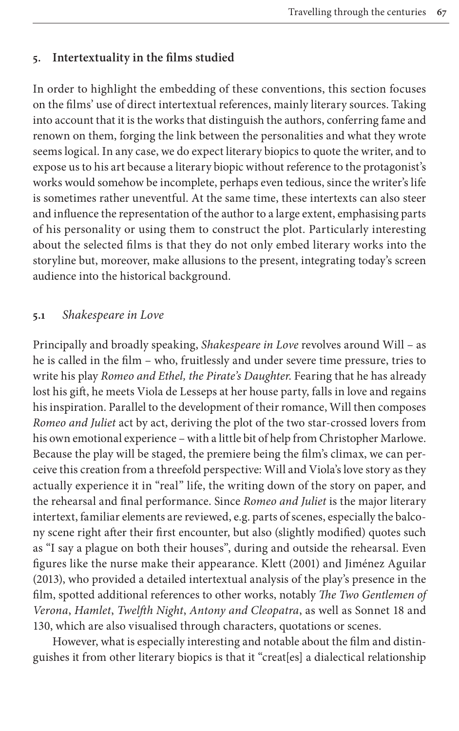## 5. Intertextuality in the films studied

In order to highlight the embedding of these conventions, this section focuses on the films' use of direct intertextual references, mainly literary sources. Taking into account that it is the works that distinguish the authors, conferring fame and renown on them, forging the link between the personalities and what they wrote seems logical. In any case, we do expect literary biopics to quote the writer, and to expose us to his art because a literary biopic without reference to the protagonist's works would somehow be incomplete, perhaps even tedious, since the writer's life is sometimes rather uneventful. At the same time, these intertexts can also steer and influence the representation of the author to a large extent, emphasising parts of his personality or using them to construct the plot. Particularly interesting about the selected films is that they do not only embed literary works into the storyline but, moreover, make allusions to the present, integrating today's screen audience into the historical background.

### 5.1 *Shakespeare in Love*

Principally and broadly speaking, *Shakespeare in Love* revolves around Will – as he is called in the film – who, fruitlessly and under severe time pressure, tries to write his play *Romeo and Ethel, the Pirate's Daughter*. Fearing that he has already lost his gift, he meets Viola de Lesseps at her house party, falls in love and regains his inspiration. Parallel to the development of their romance, Will then composes *Romeo and Juliet* act by act, deriving the plot of the two star-crossed lovers from his own emotional experience – with a little bit of help from Christopher Marlowe. Because the play will be staged, the premiere being the film's climax, we can perceive this creation from a threefold perspective: Will and Viola's love story as they actually experience it in "real" life, the writing down of the story on paper, and the rehearsal and final performance. Since *Romeo and Juliet* is the major literary intertext, familiar elements are reviewed, e.g. parts of scenes, especially the balcony scene right after their first encounter, but also (slightly modified) quotes such as "I say a plague on both their houses", during and outside the rehearsal. Even figures like the nurse make their appearance. Klett (2001) and Jiménez Aguilar (2013), who provided a detailed intertextual analysis of the play's presence in the film, spotted additional references to other works, notably *The Two Gentlemen of Verona*, *Hamlet*, *Twelfth Night*, *Antony and Cleopatra*, as well as Sonnet 18 and 130, which are also visualised through characters, quotations or scenes.

However, what is especially interesting and notable about the film and distinguishes it from other literary biopics is that it "creat[es] a dialectical relationship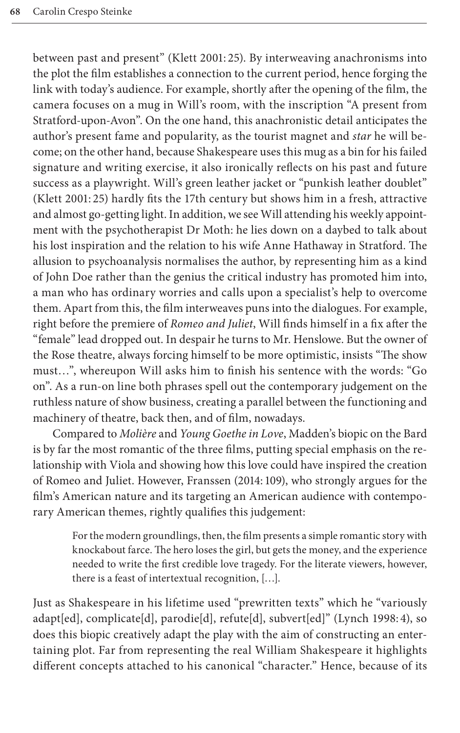between past and present" (Klett 2001: 25). By interweaving anachronisms into the plot the film establishes a connection to the current period, hence forging the link with today's audience. For example, shortly after the opening of the film, the camera focuses on a mug in Will's room, with the inscription "A present from Stratford-upon-Avon". On the one hand, this anachronistic detail anticipates the author's present fame and popularity, as the tourist magnet and *star* he will become; on the other hand, because Shakespeare uses this mug as a bin for his failed signature and writing exercise, it also ironically reflects on his past and future success as a playwright. Will's green leather jacket or "punkish leather doublet" (Klett 2001: 25) hardly fits the 17th century but shows him in a fresh, attractive and almost go-getting light. In addition, we see Will attending his weekly appointment with the psychotherapist Dr Moth: he lies down on a daybed to talk about his lost inspiration and the relation to his wife Anne Hathaway in Stratford. The allusion to psychoanalysis normalises the author, by representing him as a kind of John Doe rather than the genius the critical industry has promoted him into, a man who has ordinary worries and calls upon a specialist's help to overcome them. Apart from this, the film interweaves puns into the dialogues. For example, right before the premiere of *Romeo and Juliet*, Will finds himself in a fix after the "female" lead dropped out. In despair he turns to Mr. Henslowe. But the owner of the Rose theatre, always forcing himself to be more optimistic, insists "The show must…", whereupon Will asks him to finish his sentence with the words: "Go on". As a run-on line both phrases spell out the contemporary judgement on the ruthless nature of show business, creating a parallel between the functioning and machinery of theatre, back then, and of film, nowadays.

Compared to *Molière* and *Young Goethe in Love*, Madden's biopic on the Bard is by far the most romantic of the three films, putting special emphasis on the relationship with Viola and showing how this love could have inspired the creation of Romeo and Juliet. However, Franssen (2014: 109), who strongly argues for the film's American nature and its targeting an American audience with contemporary American themes, rightly qualifies this judgement:

> For the modern groundlings, then, the film presents a simple romantic story with knockabout farce. The hero loses the girl, but gets the money, and the experience needed to write the first credible love tragedy. For the literate viewers, however, there is a feast of intertextual recognition, […].

Just as Shakespeare in his lifetime used "prewritten texts" which he "variously adapt[ed], complicate[d], parodie[d], refute[d], subvert[ed]" (Lynch 1998: 4), so does this biopic creatively adapt the play with the aim of constructing an entertaining plot. Far from representing the real William Shakespeare it highlights different concepts attached to his canonical "character." Hence, because of its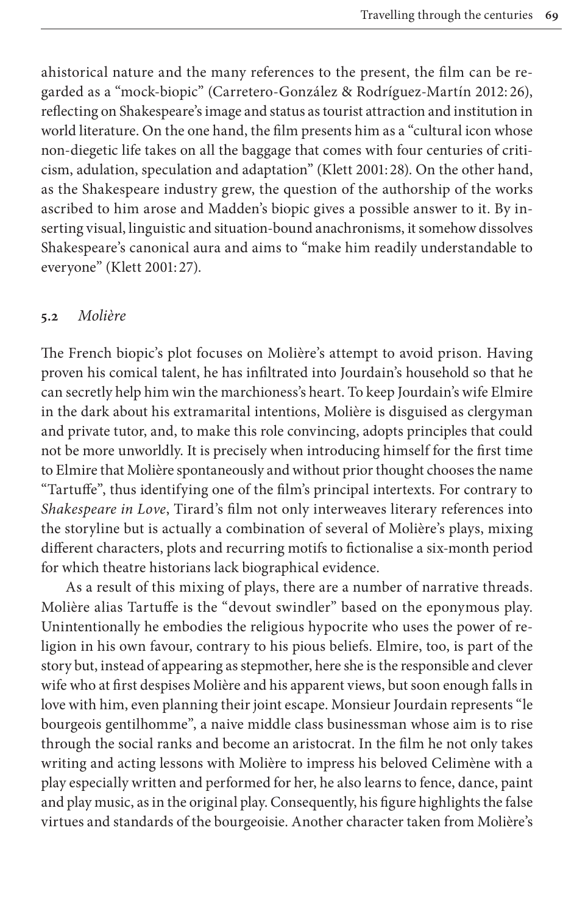ahistorical nature and the many references to the present, the film can be regarded as a "mock-biopic" (Carretero-González & Rodríguez-Martín 2012: 26), reflecting on Shakespeare's image and status as tourist attraction and institution in world literature. On the one hand, the film presents him as a "cultural icon whose non-diegetic life takes on all the baggage that comes with four centuries of criticism, adulation, speculation and adaptation" (Klett 2001: 28). On the other hand, as the Shakespeare industry grew, the question of the authorship of the works ascribed to him arose and Madden's biopic gives a possible answer to it. By inserting visual, linguistic and situation-bound anachronisms, it somehow dissolves Shakespeare's canonical aura and aims to "make him readily understandable to everyone" (Klett 2001: 27).

### 5.2 *Molière*

The French biopic's plot focuses on Molière's attempt to avoid prison. Having proven his comical talent, he has infiltrated into Jourdain's household so that he can secretly help him win the marchioness's heart. To keep Jourdain's wife Elmire in the dark about his extramarital intentions, Molière is disguised as clergyman and private tutor, and, to make this role convincing, adopts principles that could not be more unworldly. It is precisely when introducing himself for the first time to Elmire that Molière spontaneously and without prior thought chooses the name "Tartuffe", thus identifying one of the film's principal intertexts. For contrary to *Shakespeare in Love*, Tirard's film not only interweaves literary references into the storyline but is actually a combination of several of Molière's plays, mixing different characters, plots and recurring motifs to fictionalise a six-month period for which theatre historians lack biographical evidence.

As a result of this mixing of plays, there are a number of narrative threads. Molière alias Tartuffe is the "devout swindler" based on the eponymous play. Unintentionally he embodies the religious hypocrite who uses the power of religion in his own favour, contrary to his pious beliefs. Elmire, too, is part of the story but, instead of appearing as stepmother, here she is the responsible and clever wife who at first despises Molière and his apparent views, but soon enough falls in love with him, even planning their joint escape. Monsieur Jourdain represents "le bourgeois gentilhomme", a naive middle class businessman whose aim is to rise through the social ranks and become an aristocrat. In the film he not only takes writing and acting lessons with Molière to impress his beloved Celimène with a play especially written and performed for her, he also learns to fence, dance, paint and play music, as in the original play. Consequently, his figure highlights the false virtues and standards of the bourgeoisie. Another character taken from Molière's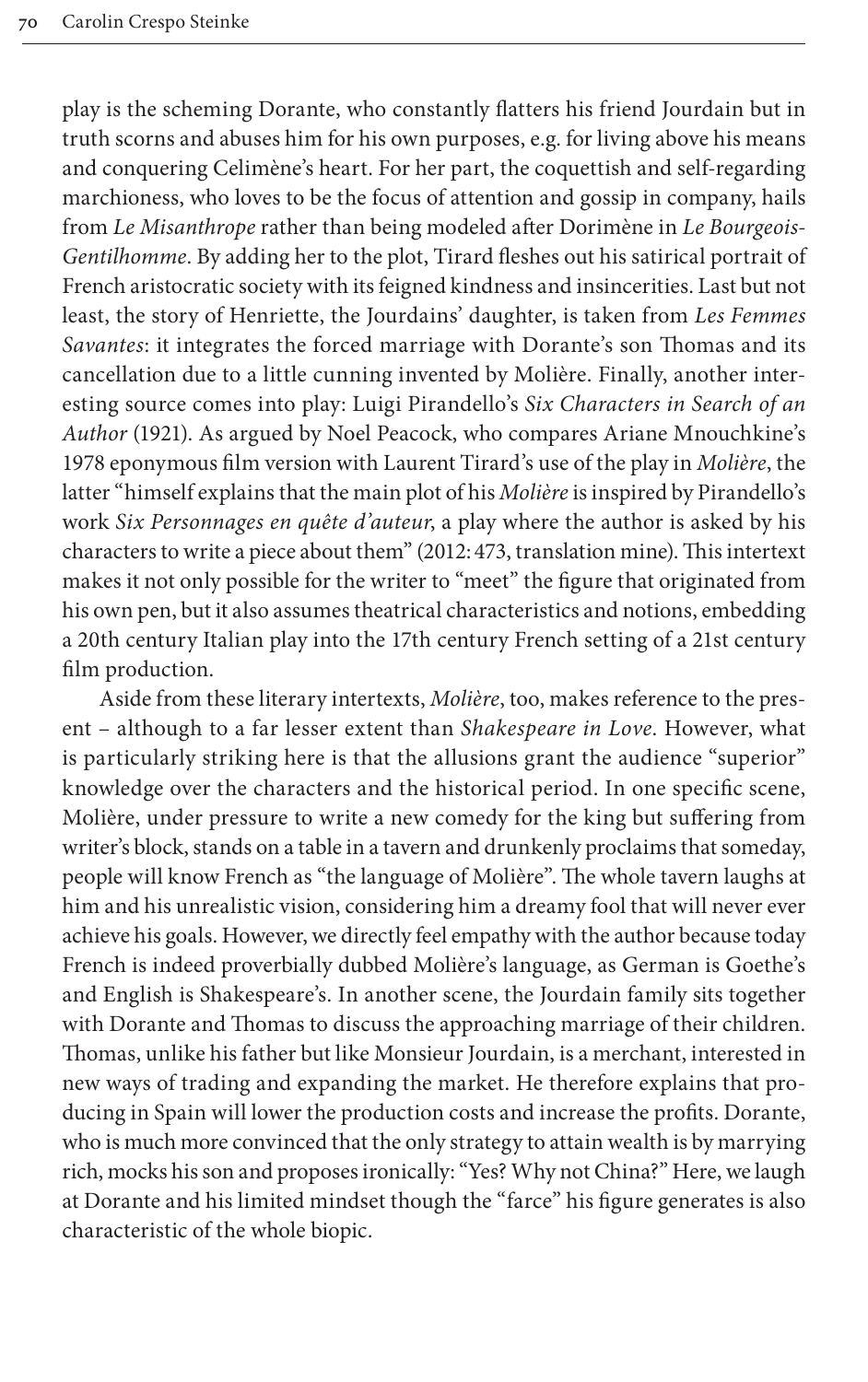play is the scheming Dorante, who constantly flatters his friend Jourdain but in truth scorns and abuses him for his own purposes, e.g. for living above his means and conquering Celimène's heart. For her part, the coquettish and self-regarding marchioness, who loves to be the focus of attention and gossip in company, hails from *Le Misanthrope* rather than being modeled after Dorimène in *Le Bourgeois-Gentilhomme*. By adding her to the plot, Tirard fleshes out his satirical portrait of French aristocratic society with its feigned kindness and insincerities. Last but not least, the story of Henriette, the Jourdains' daughter, is taken from *Les Femmes Savantes*: it integrates the forced marriage with Dorante's son Thomas and its cancellation due to a little cunning invented by Molière. Finally, another interesting source comes into play: Luigi Pirandello's *Six Characters in Search of an Author* (1921). As argued by Noel Peacock, who compares Ariane Mnouchkine's 1978 eponymous film version with Laurent Tirard's use of the play in *Molière*, the latter "himself explains that the main plot of his *Molière* is inspired by Pirandello's work *Six Personnages en quête d'auteur*, a play where the author is asked by his characters to write a piece about them" (2012: 473, translation mine). This intertext makes it not only possible for the writer to "meet" the figure that originated from his own pen, but it also assumes theatrical characteristics and notions, embedding a 20th century Italian play into the 17th century French setting of a 21st century film production.

Aside from these literary intertexts, *Molière*, too, makes reference to the present – although to a far lesser extent than *Shakespeare in Love*. However, what is particularly striking here is that the allusions grant the audience "superior" knowledge over the characters and the historical period. In one specific scene, Molière, under pressure to write a new comedy for the king but suffering from writer's block, stands on a table in a tavern and drunkenly proclaims that someday, people will know French as "the language of Molière". The whole tavern laughs at him and his unrealistic vision, considering him a dreamy fool that will never ever achieve his goals. However, we directly feel empathy with the author because today French is indeed proverbially dubbed Molière's language, as German is Goethe's and English is Shakespeare's. In another scene, the Jourdain family sits together with Dorante and Thomas to discuss the approaching marriage of their children. Thomas, unlike his father but like Monsieur Jourdain, is a merchant, interested in new ways of trading and expanding the market. He therefore explains that producing in Spain will lower the production costs and increase the profits. Dorante, who is much more convinced that the only strategy to attain wealth is by marrying rich, mocks his son and proposes ironically: "Yes? Why not China?" Here, we laugh at Dorante and his limited mindset though the "farce" his figure generates is also characteristic of the whole biopic.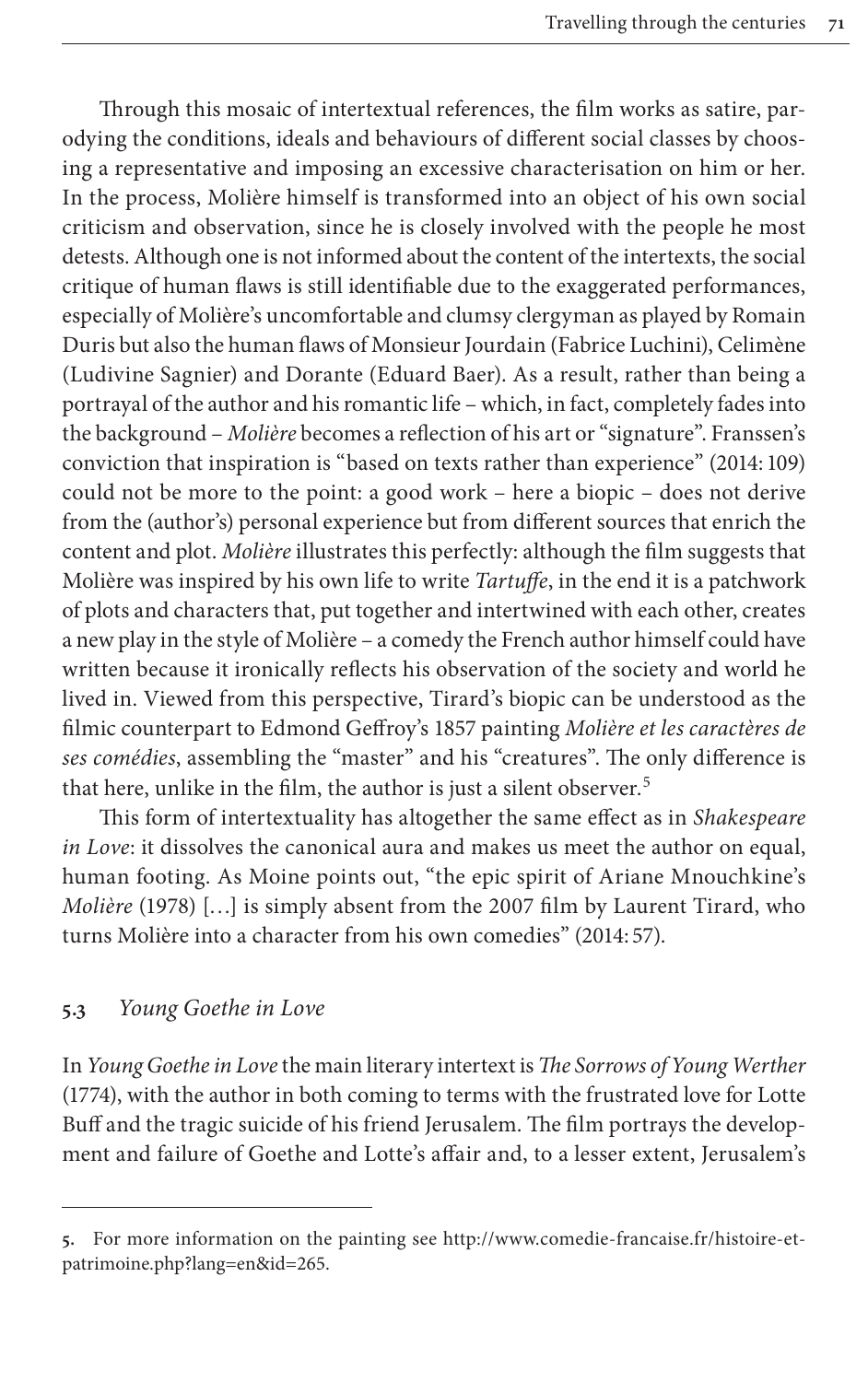Through this mosaic of intertextual references, the film works as satire, parodying the conditions, ideals and behaviours of different social classes by choosing a representative and imposing an excessive characterisation on him or her. In the process, Molière himself is transformed into an object of his own social criticism and observation, since he is closely involved with the people he most detests. Although one is not informed about the content of the intertexts, the social critique of human flaws is still identifiable due to the exaggerated performances, especially of Molière's uncomfortable and clumsy clergyman as played by Romain Duris but also the human flaws of Monsieur Jourdain (Fabrice Luchini), Celimène (Ludivine Sagnier) and Dorante (Eduard Baer). As a result, rather than being a portrayal of the author and his romantic life – which, in fact, completely fades into the background – *Molière* becomes a reflection of his art or "signature". Franssen's conviction that inspiration is "based on texts rather than experience" (2014: 109) could not be more to the point: a good work – here a biopic – does not derive from the (author's) personal experience but from different sources that enrich the content and plot. *Molière* illustrates this perfectly: although the film suggests that Molière was inspired by his own life to write *Tartuffe*, in the end it is a patchwork of plots and characters that, put together and intertwined with each other, creates a new play in the style of Molière – a comedy the French author himself could have written because it ironically reflects his observation of the society and world he lived in. Viewed from this perspective, Tirard's biopic can be understood as the filmic counterpart to Edmond Geffroy's 1857 painting *Molière et les caractères de ses comédies*, assembling the "master" and his "creatures". The only difference is that here, unlike in the film, the author is just a silent observer.[5]

This form of intertextuality has altogether the same effect as in *Shakespeare in Love*: it dissolves the canonical aura and makes us meet the author on equal, human footing. As Moine points out, "the epic spirit of Ariane Mnouchkine's *Molière* (1978) […] is simply absent from the 2007 film by Laurent Tirard, who turns Molière into a character from his own comedies" (2014: 57).

### 5.3 *Young Goethe in Love*

In *Young Goethe in Love* the main literary intertext is *The Sorrows of Young Werther* (1774), with the author in both coming to terms with the frustrated love for Lotte Buff and the tragic suicide of his friend Jerusalem. The film portrays the development and failure of Goethe and Lotte's affair and, to a lesser extent, Jerusalem's

---

5. For more information on the painting see http://www.comedie-francaise.fr/histoire-et-patrimoine.php?lang=en&id=265.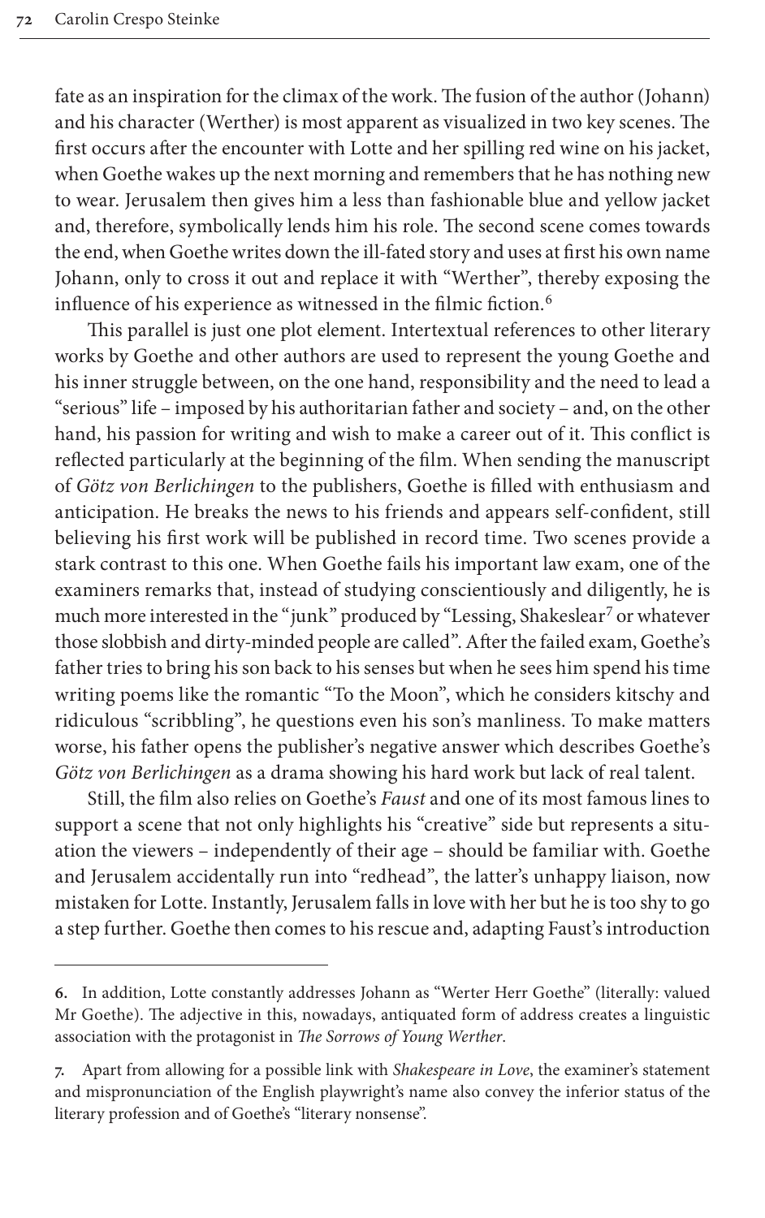fate as an inspiration for the climax of the work. The fusion of the author (Johann) and his character (Werther) is most apparent as visualized in two key scenes. The first occurs after the encounter with Lotte and her spilling red wine on his jacket, when Goethe wakes up the next morning and remembers that he has nothing new to wear. Jerusalem then gives him a less than fashionable blue and yellow jacket and, therefore, symbolically lends him his role. The second scene comes towards the end, when Goethe writes down the ill-fated story and uses at first his own name Johann, only to cross it out and replace it with "Werther", thereby exposing the influence of his experience as witnessed in the filmic fiction.[6]

This parallel is just one plot element. Intertextual references to other literary works by Goethe and other authors are used to represent the young Goethe and his inner struggle between, on the one hand, responsibility and the need to lead a "serious" life – imposed by his authoritarian father and society – and, on the other hand, his passion for writing and wish to make a career out of it. This conflict is reflected particularly at the beginning of the film. When sending the manuscript of *Götz von Berlichingen* to the publishers, Goethe is filled with enthusiasm and anticipation. He breaks the news to his friends and appears self-confident, still believing his first work will be published in record time. Two scenes provide a stark contrast to this one. When Goethe fails his important law exam, one of the examiners remarks that, instead of studying conscientiously and diligently, he is much more interested in the "junk" produced by "Lessing, Shakeslear[7] or whatever those slobbish and dirty-minded people are called". After the failed exam, Goethe's father tries to bring his son back to his senses but when he sees him spend his time writing poems like the romantic "To the Moon", which he considers kitschy and ridiculous "scribbling", he questions even his son's manliness. To make matters worse, his father opens the publisher's negative answer which describes Goethe's *Götz von Berlichingen* as a drama showing his hard work but lack of real talent.

Still, the film also relies on Goethe's *Faust* and one of its most famous lines to support a scene that not only highlights his "creative" side but represents a situation the viewers – independently of their age – should be familiar with. Goethe and Jerusalem accidentally run into "redhead", the latter's unhappy liaison, now mistaken for Lotte. Instantly, Jerusalem falls in love with her but he is too shy to go a step further. Goethe then comes to his rescue and, adapting Faust's introduction

---

6. In addition, Lotte constantly addresses Johann as "Werter Herr Goethe" (literally: valued Mr Goethe). The adjective in this, nowadays, antiquated form of address creates a linguistic association with the protagonist in *The Sorrows of Young Werther*.

7. Apart from allowing for a possible link with *Shakespeare in Love*, the examiner's statement and mispronunciation of the English playwright's name also convey the inferior status of the literary profession and of Goethe's "literary nonsense".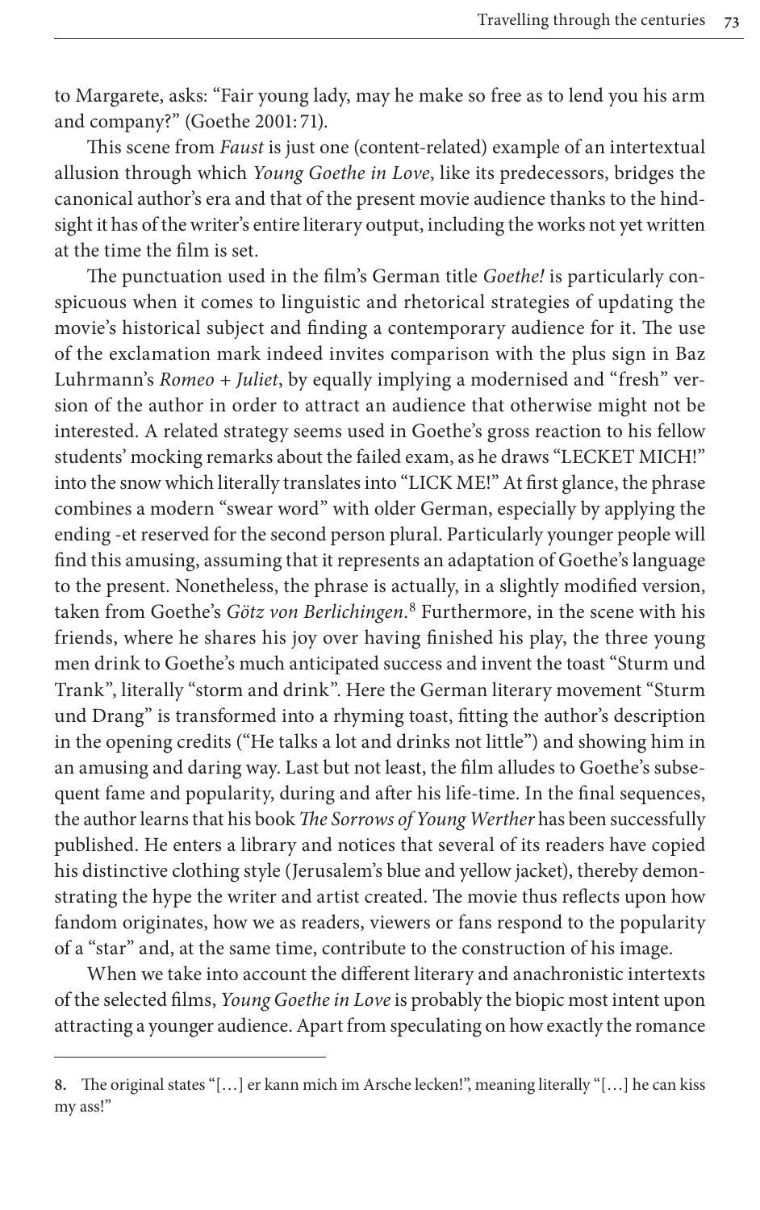to Margarete, asks: "Fair younge lady, may he make so free as to lend you his arm and company?" (Goethe 2001: 71).

This scene from *Faust* is just one (content-related) example of an intertextual allusion through which *Young Goethe in Love*, like its predecessors, bridges the canonical author's era and that of the present movie audience thanks to the hindsight it has of the writer's entire literary output, including the works not yet written at the time the film is set.

The punctuation used in the film's German title *Goethe!* is particularly conspicuous when it comes to linguistic and rhetorical strategies of updating the movie's historical subject and finding a contemporary audience for it. The use of the exclamation mark indeed invites comparison with the plus sign in Baz Luhrmann's *Romeo + Juliet*, by equally implying a modernised and "fresh" version of the author in order to attract an audience that otherwise might not be interested. A related strategy seems used in Goethe's gross reaction to his fellow students' mocking remarks about the failed exam, as he draws "LECKET MICH!" into the snow which literally translates into "LICK ME!" At first glance, the phrase combines a modern "swear word" with older German, especially by applying the ending -et reserved for the second person plural. Particularly younger people will find this amusing, assuming that it represents an adaptation of Goethe's language to the present. Nonetheless, the phrase is actually, in a slightly modified version, taken from Goethe's *Götz von Berlichingen*.[8] Furthermore, in the scene with his friends, where he shares his joy over having finished his play, the three young men drink to Goethe's much anticipated success and invent the toast "Sturm und Trank", literally "storm and drink". Here the German literary movement "Sturm und Drang" is transformed into a rhyming toast, fitting the author's description in the opening credits ("He talks a lot and drinks not little") and showing him in an amusing and daring way. Last but not least, the film alludes to Goethe's subsequent fame and popularity, during and after his life-time. In the final sequences, the author learns that his book *The Sorrows of Young Werther* has been successfully published. He enters a library and notices that several of its readers have copied his distinctive clothing style (Jerusalem's blue and yellow jacket), thereby demonstrating the hype the writer and artist created. The movie thus reflects upon how fandom originates, how we as readers, viewers or fans respond to the popularity of a "star" and, at the same time, contribute to the construction of his image.

When we take into account the different literary and anachronistic intertexts of the selected films, *Young Goethe in Love* is probably the biopic most intent upon attracting a younger audience. Apart from speculating on how exactly the romance

8. The original states "[…] er kann mich im Arsche lecken!", meaning literally "[…] he can kiss my ass!"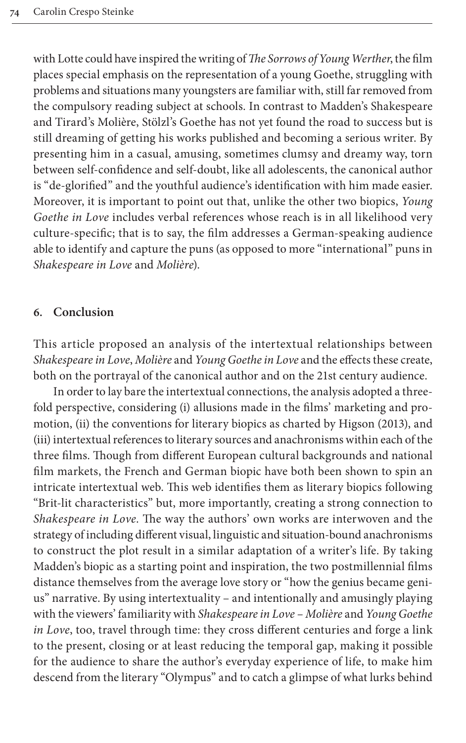with Lotte could have inspired the writing of *The Sorrows of Young Werther*, the film places special emphasis on the representation of a young Goethe, struggling with problems and situations many youngsters are familiar with, still far removed from the compulsory reading subject at schools. In contrast to Madden's Shakespeare and Tirard's Molière, Stölzl's Goethe has not yet found the road to success but is still dreaming of getting his works published and becoming a serious writer. By presenting him in a casual, amusing, sometimes clumsy and dreamy way, torn between self-confidence and self-doubt, like all adolescents, the canonical author is "de-glorified" and the youthful audience's identification with him made easier. Moreover, it is important to point out that, unlike the other two biopics, *Young Goethe in Love* includes verbal references whose reach is in all likelihood very culture-specific; that is to say, the film addresses a German-speaking audience able to identify and capture the puns (as opposed to more "international" puns in *Shakespeare in Love* and *Molière*).

## 6. Conclusion

This article proposed an analysis of the intertextual relationships between *Shakespeare in Love*, *Molière* and *Young Goethe in Love* and the effects these create, both on the portrayal of the canonical author and on the 21st century audience.

In order to lay bare the intertextual connections, the analysis adopted a threefold perspective, considering (i) allusions made in the films' marketing and promotion, (ii) the conventions for literary biopics as charted by Higson (2013), and (iii) intertextual references to literary sources and anachronisms within each of the three films. Though from different European cultural backgrounds and national film markets, the French and German biopic have both been shown to spin an intricate intertextual web. This web identifies them as literary biopics following "Brit-lit characteristics" but, more importantly, creating a strong connection to *Shakespeare in Love*. The way the authors' own works are interwoven and the strategy of including different visual, linguistic and situation-bound anachronisms to construct the plot result in a similar adaptation of a writer's life. By taking Madden's biopic as a starting point and inspiration, the two postmillennial films distance themselves from the average love story or "how the genius became genius" narrative. By using intertextuality – and intentionally and amusingly playing with the viewers' familiarity with *Shakespeare in Love* – *Molière* and *Young Goethe in Love*, too, travel through time: they cross different centuries and forge a link to the present, closing or at least reducing the temporal gap, making it possible for the audience to share the author's everyday experience of life, to make him descend from the literary "Olympus" and to catch a glimpse of what lurks behind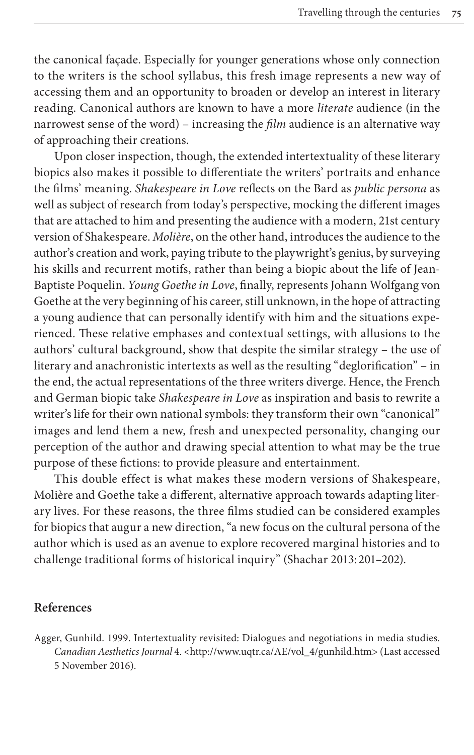the canonical façade. Especially for younger generations whose only connection to the writers is the school syllabus, this fresh image represents a new way of accessing them and an opportunity to broaden or develop an interest in literary reading. Canonical authors are known to have a more *literate* audience (in the narrowest sense of the word) – increasing the *film* audience is an alternative way of approaching their creations.

Upon closer inspection, though, the extended intertextuality of these literary biopics also makes it possible to differentiate the writers' portraits and enhance the films' meaning. *Shakespeare in Love* reflects on the Bard as *public persona* as well as subject of research from today's perspective, mocking the different images that are attached to him and presenting the audience with a modern, 21st century version of Shakespeare. *Molière*, on the other hand, introduces the audience to the author's creation and work, paying tribute to the playwright's genius, by surveying his skills and recurrent motifs, rather than being a biopic about the life of Jean-Baptiste Poquelin. *Young Goethe in Love*, finally, represents Johann Wolfgang von Goethe at the very beginning of his career, still unknown, in the hope of attracting a young audience that can personally identify with him and the situations experienced. These relative emphases and contextual settings, with allusions to the authors' cultural background, show that despite the similar strategy – the use of literary and anachronistic intertexts as well as the resulting "deglorification" – in the end, the actual representations of the three writers diverge. Hence, the French and German biopic take *Shakespeare in Love* as inspiration and basis to rewrite a writer's life for their own national symbols: they transform their own "canonical" images and lend them a new, fresh and unexpected personality, changing our perception of the author and drawing special attention to what may be the true purpose of these fictions: to provide pleasure and entertainment.

This double effect is what makes these modern versions of Shakespeare, Molière and Goethe take a different, alternative approach towards adapting literary lives. For these reasons, the three films studied can be considered examples for biopics that augur a new direction, "a new focus on the cultural persona of the author which is used as an avenue to explore recovered marginal histories and to challenge traditional forms of historical inquiry" (Shachar 2013: 201–202).

## References

Agger, Gunhild. 1999. Intertextuality revisited: Dialogues and negotiations in media studies. *Canadian Aesthetics Journal* 4. <http://www.uqtr.ca/AE/vol_4/gunhild.htm> (Last accessed 5 November 2016).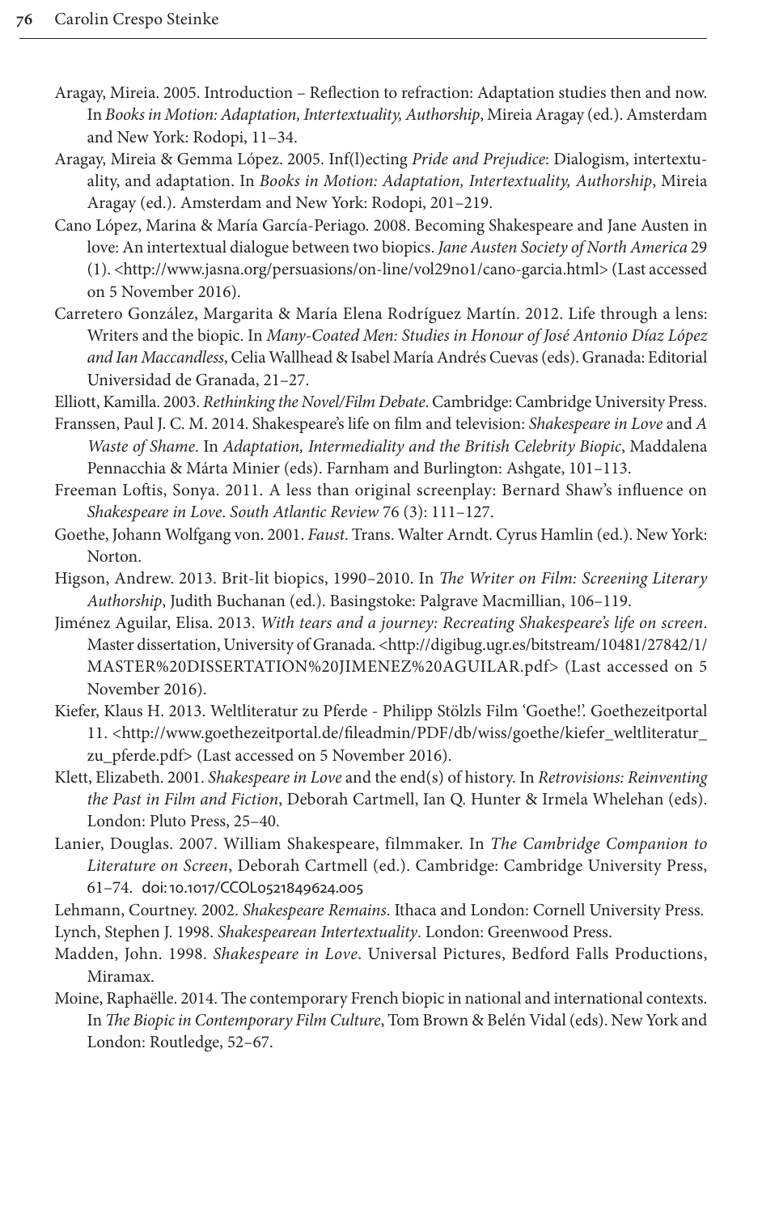Aragay, Mireia. 2005. Introduction – Reflection to refraction: Adaptation studies then and now. In *Books in Motion: Adaptation, Intertextuality, Authorship*, Mireia Aragay (ed.). Amsterdam and New York: Rodopi, 11–34.

Aragay, Mireia & Gemma López. 2005. Inf(l)ecting *Pride and Prejudice*: Dialogism, intertextuality, and adaptation. In *Books in Motion: Adaptation, Intertextuality, Authorship*, Mireia Aragay (ed.). Amsterdam and New York: Rodopi, 201–219.

Cano López, Marina & María García-Periago. 2008. Becoming Shakespeare and Jane Austen in love: An intertextual dialogue between two biopics. *Jane Austen Society of North America* 29 (1). <http://www.jasna.org/persuasions/on-line/vol29no1/cano-garcia.html> (Last accessed on 5 November 2016).

Carretero González, Margarita & María Elena Rodríguez Martín. 2012. Life through a lens: Writers and the biopic. In *Many-Coated Men: Studies in Honour of José Antonio Díaz López and Ian Maccandless*, Celia Wallhead & Isabel María Andrés Cuevas (eds). Granada: Editorial Universidad de Granada, 21–27.

Elliott, Kamilla. 2003. *Rethinking the Novel/Film Debate*. Cambridge: Cambridge University Press.

Franssen, Paul J. C. M. 2014. Shakespeare's life on film and television: *Shakespeare in Love* and *A Waste of Shame*. In *Adaptation, Intermediality and the British Celebrity Biopic*, Maddalena Pennacchia & Márta Minier (eds). Farnham and Burlington: Ashgate, 101–113.

Freeman Loftis, Sonya. 2011. A less than original screenplay: Bernard Shaw's influence on *Shakespeare in Love*. *South Atlantic Review* 76 (3): 111–127.

Goethe, Johann Wolfgang von. 2001. *Faust*. Trans. Walter Arndt. Cyrus Hamlin (ed.). New York: Norton.

Higson, Andrew. 2013. Brit-lit biopics, 1990–2010. In *The Writer on Film: Screening Literary Authorship*, Judith Buchanan (ed.). Basingstoke: Palgrave Macmillian, 106–119.

Jiménez Aguilar, Elisa. 2013. *With tears and a journey: Recreating Shakespeare's life on screen*. Master dissertation, University of Granada. <http://digibug.ugr.es/bitstream/10481/27842/1/MASTER%20DISSERTATION%20JIMENEZ%20AGUILAR.pdf> (Last accessed on 5 November 2016).

Kiefer, Klaus H. 2013. Weltliteratur zu Pferde - Philipp Stölzls Film 'Goethe!'. Goethezeitportal 11. <http://www.goethezeitportal.de/fileadmin/PDF/db/wiss/goethe/kiefer_weltliteratur_zu_pferde.pdf> (Last accessed on 5 November 2016).

Klett, Elizabeth. 2001. *Shakespeare in Love* and the end(s) of history. In *Retrovisions: Reinventing the Past in Film and Fiction*, Deborah Cartmell, Ian Q. Hunter & Irmela Whelehan (eds). London: Pluto Press, 25–40.

Lanier, Douglas. 2007. William Shakespeare, filmmaker. In *The Cambridge Companion to Literature on Screen*, Deborah Cartmell (ed.). Cambridge: Cambridge University Press, 61–74. doi:10.1017/CCOL0521849624.005

Lehmann, Courtney. 2002. *Shakespeare Remains*. Ithaca and London: Cornell University Press.

Lynch, Stephen J. 1998. *Shakespearean Intertextuality*. London: Greenwood Press.

Madden, John. 1998. *Shakespeare in Love*. Universal Pictures, Bedford Falls Productions, Miramax.

Moine, Raphaëlle. 2014. The contemporary French biopic in national and international contexts. In *The Biopic in Contemporary Film Culture*, Tom Brown & Belén Vidal (eds). New York and London: Routledge, 52–67.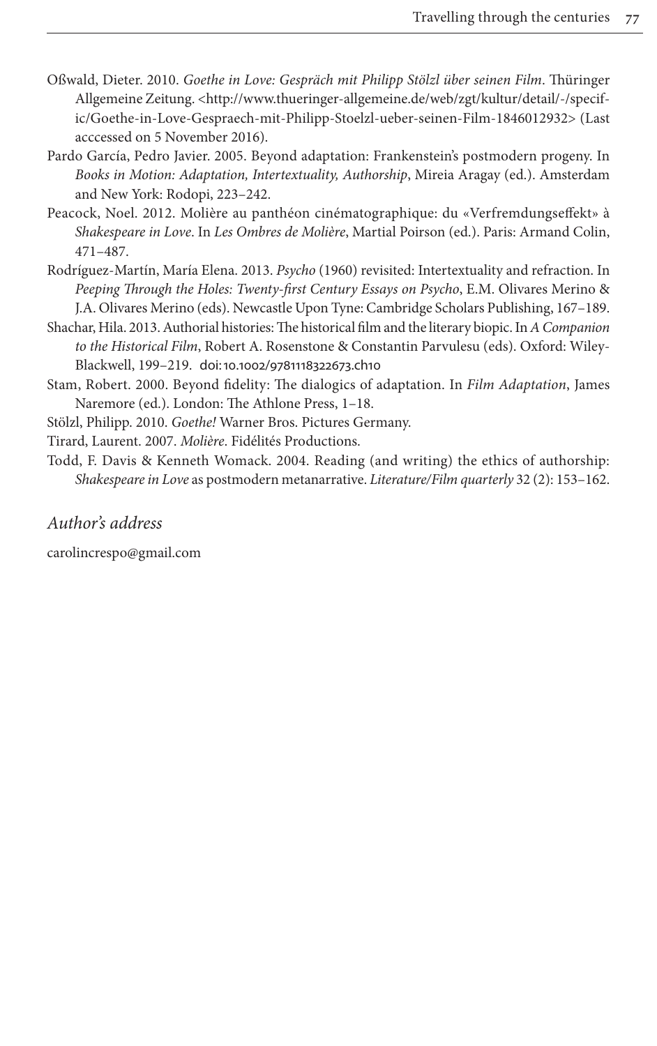Oßwald, Dieter. 2010. *Goethe in Love: Gespräch mit Philipp Stölzl über seinen Film*. Thüringer Allgemeine Zeitung. <http://www.thueringer-allgemeine.de/web/zgt/kultur/detail/-/specific/Goethe-in-Love-Gespraech-mit-Philipp-Stoelzl-ueber-seinen-Film-1846012932> (Last acccessed on 5 November 2016).

Pardo García, Pedro Javier. 2005. Beyond adaptation: Frankenstein's postmodern progeny. In *Books in Motion: Adaptation, Intertextuality, Authorship*, Mireia Aragay (ed.). Amsterdam and New York: Rodopi, 223–242.

Peacock, Noel. 2012. Molière au panthéon cinématographique: du «Verfremdungseffekt» à *Shakespeare in Love*. In *Les Ombres de Molière*, Martial Poirson (ed.). Paris: Armand Colin, 471–487.

Rodríguez-Martín, María Elena. 2013. *Psycho* (1960) revisited: Intertextuality and refraction. In *Peeping Through the Holes: Twenty-first Century Essays on Psycho*, E.M. Olivares Merino & J.A. Olivares Merino (eds). Newcastle Upon Tyne: Cambridge Scholars Publishing, 167–189.

Shachar, Hila. 2013. Authorial histories: The historical film and the literary biopic. In *A Companion to the Historical Film*, Robert A. Rosenstone & Constantin Parvulesu (eds). Oxford: Wiley-Blackwell, 199–219. doi:10.1002/9781118322673.ch10

Stam, Robert. 2000. Beyond fidelity: The dialogics of adaptation. In *Film Adaptation*, James Naremore (ed.). London: The Athlone Press, 1–18.

Stölzl, Philipp. 2010. *Goethe!* Warner Bros. Pictures Germany.

Tirard, Laurent. 2007. *Molière*. Fidélités Productions.

Todd, F. Davis & Kenneth Womack. 2004. Reading (and writing) the ethics of authorship: *Shakespeare in Love* as postmodern metanarrative. *Literature/Film quarterly* 32 (2): 153–162.

## *Author's address*

carolincrespo@gmail.com